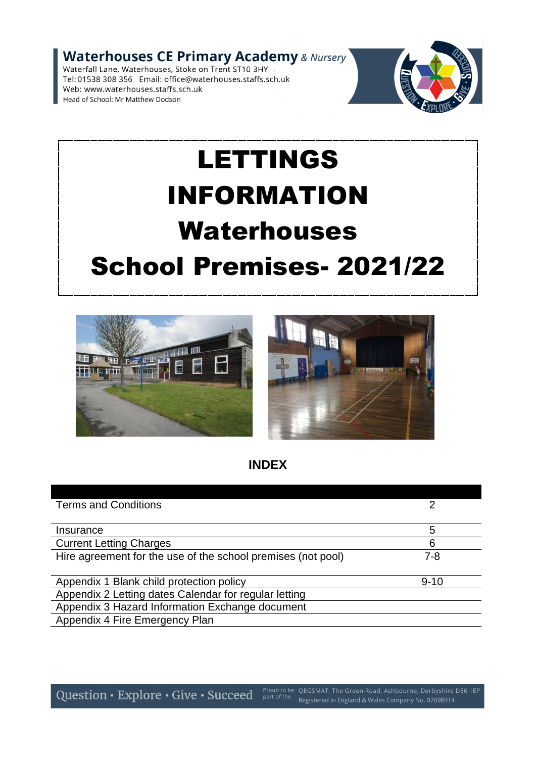**Waterhouses CE Primary Academy** *& Nursery*
Waterfall Lane, Waterhouses, Stoke on Trent ST10 3HY
Tel: 01538 308 356 Email: office@waterhouses.staffs.sch.uk
Web: www.waterhouses.staffs.sch.uk
Head of School: Mr Matthew Dodson

# LETTINGS INFORMATION Waterhouses School Premises- 2021/22

## INDEX

| | |
|---|---|
| Terms and Conditions | 2 |
| Insurance | 5 |
| Current Letting Charges | 6 |
| Hire agreement for the use of the school premises (not pool) | 7-8 |
| Appendix 1 Blank child protection policy | 9-10 |
| Appendix 2 Letting dates Calendar for regular letting | |
| Appendix 3 Hazard Information Exchange document | |
| Appendix 4 Fire Emergency Plan | |

Question • Explore • Give • Succeed

Proud to be part of the QEGSMAT, The Green Road, Ashbourne, Derbyshire DE6 1EP
Registered in England & Wales Company No. 07698914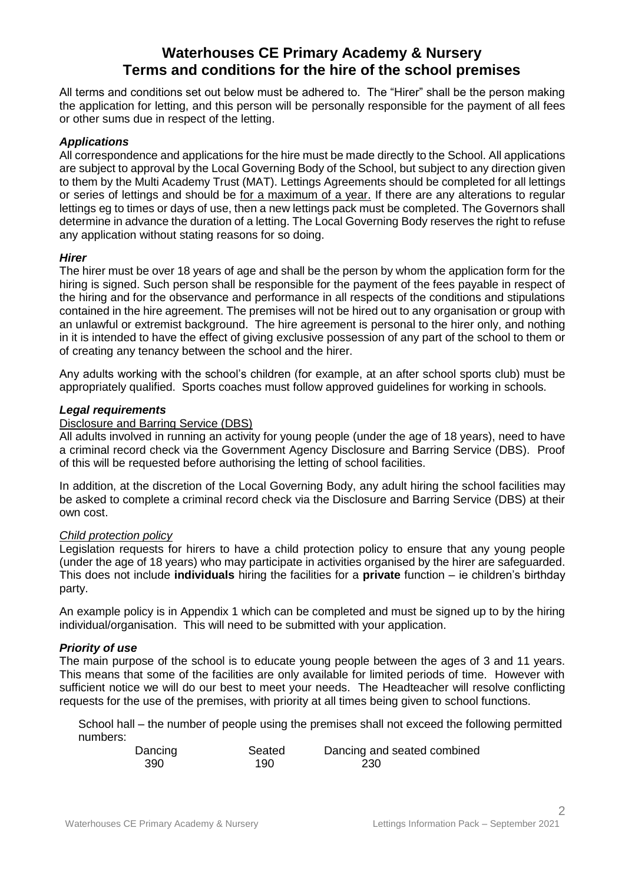# Waterhouses CE Primary Academy & Nursery
# Terms and conditions for the hire of the school premises

All terms and conditions set out below must be adhered to. The "Hirer" shall be the person making the application for letting, and this person will be personally responsible for the payment of all fees or other sums due in respect of the letting.

### *Applications*

All correspondence and applications for the hire must be made directly to the School. All applications are subject to approval by the Local Governing Body of the School, but subject to any direction given to them by the Multi Academy Trust (MAT). Lettings Agreements should be completed for all lettings or series of lettings and should be <u>for a maximum of a year.</u> If there are any alterations to regular lettings eg to times or days of use, then a new lettings pack must be completed. The Governors shall determine in advance the duration of a letting. The Local Governing Body reserves the right to refuse any application without stating reasons for so doing.

### *Hirer*

The hirer must be over 18 years of age and shall be the person by whom the application form for the hiring is signed. Such person shall be responsible for the payment of the fees payable in respect of the hiring and for the observance and performance in all respects of the conditions and stipulations contained in the hire agreement. The premises will not be hired out to any organisation or group with an unlawful or extremist background. The hire agreement is personal to the hirer only, and nothing in it is intended to have the effect of giving exclusive possession of any part of the school to them or of creating any tenancy between the school and the hirer.

Any adults working with the school's children (for example, at an after school sports club) must be appropriately qualified. Sports coaches must follow approved guidelines for working in schools.

### *Legal requirements*

<u>Disclosure and Barring Service (DBS)</u>

All adults involved in running an activity for young people (under the age of 18 years), need to have a criminal record check via the Government Agency Disclosure and Barring Service (DBS). Proof of this will be requested before authorising the letting of school facilities.

In addition, at the discretion of the Local Governing Body, any adult hiring the school facilities may be asked to complete a criminal record check via the Disclosure and Barring Service (DBS) at their own cost.

<u>*Child protection policy*</u>

Legislation requests for hirers to have a child protection policy to ensure that any young people (under the age of 18 years) who may participate in activities organised by the hirer are safeguarded. This does not include **individuals** hiring the facilities for a **private** function – ie children's birthday party.

An example policy is in Appendix 1 which can be completed and must be signed up to by the hiring individual/organisation. This will need to be submitted with your application.

### *Priority of use*

The main purpose of the school is to educate young people between the ages of 3 and 11 years. This means that some of the facilities are only available for limited periods of time. However with sufficient notice we will do our best to meet your needs. The Headteacher will resolve conflicting requests for the use of the premises, with priority at all times being given to school functions.

School hall – the number of people using the premises shall not exceed the following permitted numbers:

| Dancing | Seated | Dancing and seated combined |
|---|---|---|
| 390 | 190 | 230 |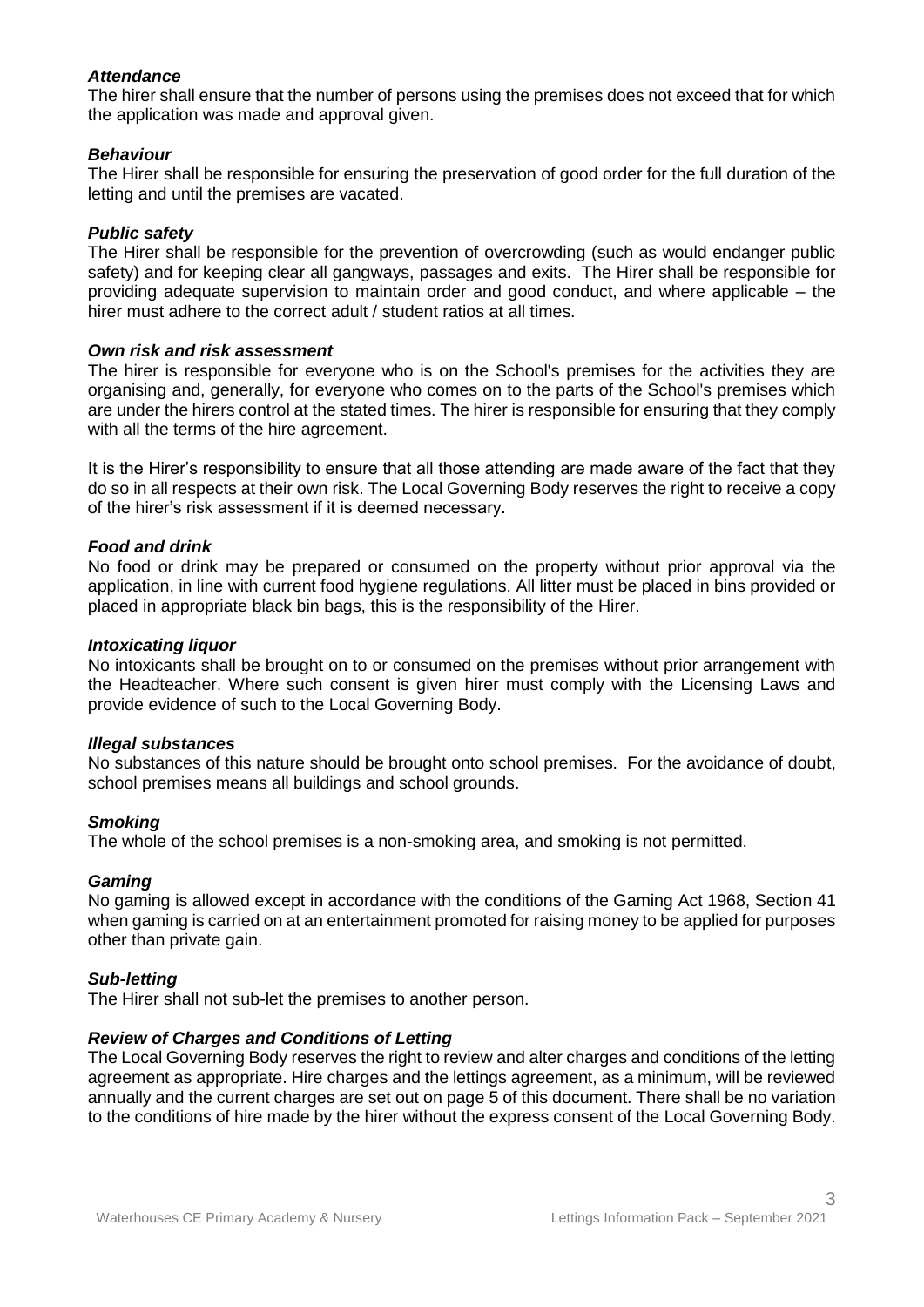### *Attendance*

The hirer shall ensure that the number of persons using the premises does not exceed that for which the application was made and approval given.

### *Behaviour*

The Hirer shall be responsible for ensuring the preservation of good order for the full duration of the letting and until the premises are vacated.

### *Public safety*

The Hirer shall be responsible for the prevention of overcrowding (such as would endanger public safety) and for keeping clear all gangways, passages and exits. The Hirer shall be responsible for providing adequate supervision to maintain order and good conduct, and where applicable – the hirer must adhere to the correct adult / student ratios at all times.

### *Own risk and risk assessment*

The hirer is responsible for everyone who is on the School's premises for the activities they are organising and, generally, for everyone who comes on to the parts of the School's premises which are under the hirers control at the stated times. The hirer is responsible for ensuring that they comply with all the terms of the hire agreement.

It is the Hirer's responsibility to ensure that all those attending are made aware of the fact that they do so in all respects at their own risk. The Local Governing Body reserves the right to receive a copy of the hirer's risk assessment if it is deemed necessary.

### *Food and drink*

No food or drink may be prepared or consumed on the property without prior approval via the application, in line with current food hygiene regulations. All litter must be placed in bins provided or placed in appropriate black bin bags, this is the responsibility of the Hirer.

### *Intoxicating liquor*

No intoxicants shall be brought on to or consumed on the premises without prior arrangement with the Headteacher. Where such consent is given hirer must comply with the Licensing Laws and provide evidence of such to the Local Governing Body.

### *Illegal substances*

No substances of this nature should be brought onto school premises. For the avoidance of doubt, school premises means all buildings and school grounds.

### *Smoking*

The whole of the school premises is a non-smoking area, and smoking is not permitted.

### *Gaming*

No gaming is allowed except in accordance with the conditions of the Gaming Act 1968, Section 41 when gaming is carried on at an entertainment promoted for raising money to be applied for purposes other than private gain.

### *Sub-letting*

The Hirer shall not sub-let the premises to another person.

### *Review of Charges and Conditions of Letting*

The Local Governing Body reserves the right to review and alter charges and conditions of the letting agreement as appropriate. Hire charges and the lettings agreement, as a minimum, will be reviewed annually and the current charges are set out on page 5 of this document. There shall be no variation to the conditions of hire made by the hirer without the express consent of the Local Governing Body.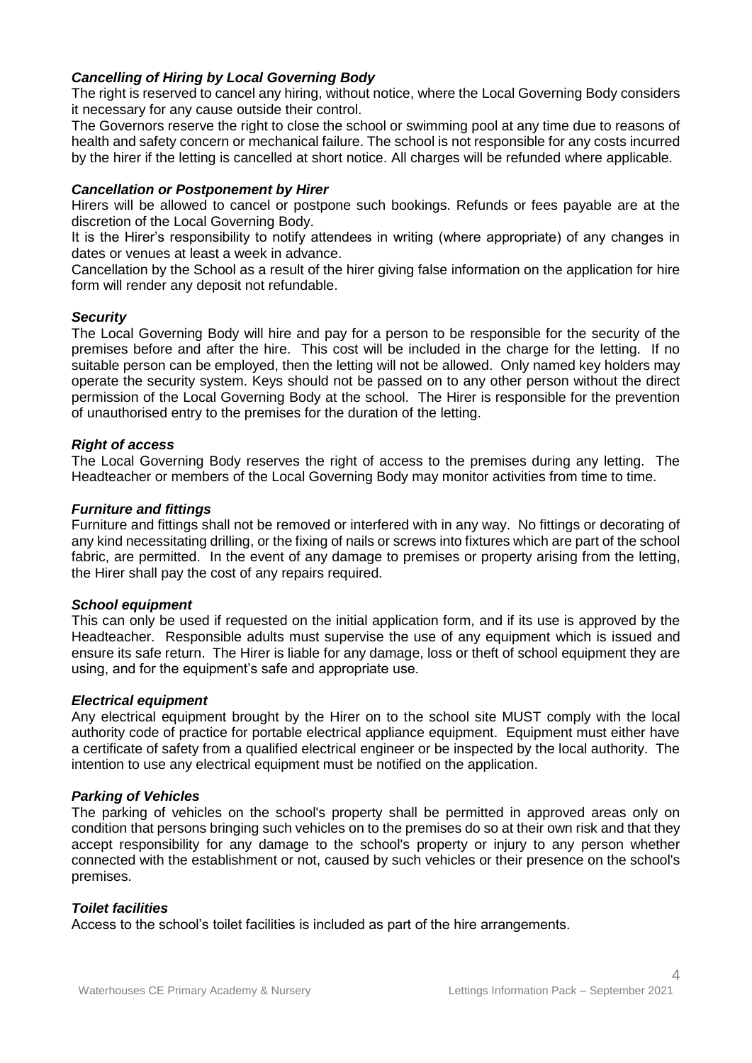***Cancelling of Hiring by Local Governing Body***

The right is reserved to cancel any hiring, without notice, where the Local Governing Body considers it necessary for any cause outside their control.

The Governors reserve the right to close the school or swimming pool at any time due to reasons of health and safety concern or mechanical failure. The school is not responsible for any costs incurred by the hirer if the letting is cancelled at short notice. All charges will be refunded where applicable.

***Cancellation or Postponement by Hirer***

Hirers will be allowed to cancel or postpone such bookings. Refunds or fees payable are at the discretion of the Local Governing Body.

It is the Hirer's responsibility to notify attendees in writing (where appropriate) of any changes in dates or venues at least a week in advance.

Cancellation by the School as a result of the hirer giving false information on the application for hire form will render any deposit not refundable.

***Security***

The Local Governing Body will hire and pay for a person to be responsible for the security of the premises before and after the hire. This cost will be included in the charge for the letting. If no suitable person can be employed, then the letting will not be allowed. Only named key holders may operate the security system. Keys should not be passed on to any other person without the direct permission of the Local Governing Body at the school. The Hirer is responsible for the prevention of unauthorised entry to the premises for the duration of the letting.

***Right of access***

The Local Governing Body reserves the right of access to the premises during any letting. The Headteacher or members of the Local Governing Body may monitor activities from time to time.

***Furniture and fittings***

Furniture and fittings shall not be removed or interfered with in any way. No fittings or decorating of any kind necessitating drilling, or the fixing of nails or screws into fixtures which are part of the school fabric, are permitted. In the event of any damage to premises or property arising from the letting, the Hirer shall pay the cost of any repairs required.

***School equipment***

This can only be used if requested on the initial application form, and if its use is approved by the Headteacher. Responsible adults must supervise the use of any equipment which is issued and ensure its safe return. The Hirer is liable for any damage, loss or theft of school equipment they are using, and for the equipment's safe and appropriate use.

***Electrical equipment***

Any electrical equipment brought by the Hirer on to the school site MUST comply with the local authority code of practice for portable electrical appliance equipment. Equipment must either have a certificate of safety from a qualified electrical engineer or be inspected by the local authority. The intention to use any electrical equipment must be notified on the application.

***Parking of Vehicles***

The parking of vehicles on the school's property shall be permitted in approved areas only on condition that persons bringing such vehicles on to the premises do so at their own risk and that they accept responsibility for any damage to the school's property or injury to any person whether connected with the establishment or not, caused by such vehicles or their presence on the school's premises.

***Toilet facilities***

Access to the school's toilet facilities is included as part of the hire arrangements.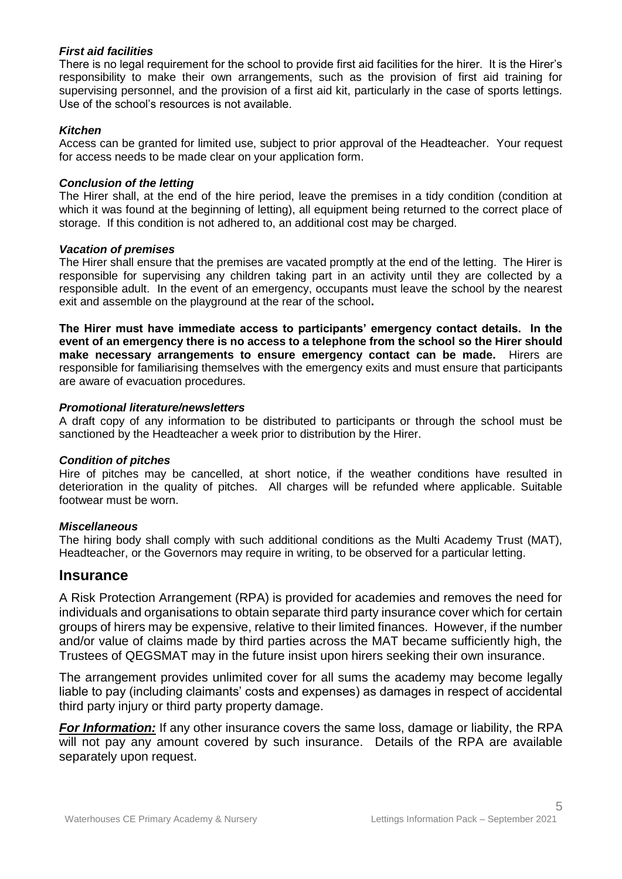### *First aid facilities*

There is no legal requirement for the school to provide first aid facilities for the hirer. It is the Hirer's responsibility to make their own arrangements, such as the provision of first aid training for supervising personnel, and the provision of a first aid kit, particularly in the case of sports lettings. Use of the school's resources is not available.

### *Kitchen*

Access can be granted for limited use, subject to prior approval of the Headteacher. Your request for access needs to be made clear on your application form.

### *Conclusion of the letting*

The Hirer shall, at the end of the hire period, leave the premises in a tidy condition (condition at which it was found at the beginning of letting), all equipment being returned to the correct place of storage. If this condition is not adhered to, an additional cost may be charged.

### *Vacation of premises*

The Hirer shall ensure that the premises are vacated promptly at the end of the letting. The Hirer is responsible for supervising any children taking part in an activity until they are collected by a responsible adult. In the event of an emergency, occupants must leave the school by the nearest exit and assemble on the playground at the rear of the school**.**

**The Hirer must have immediate access to participants' emergency contact details. In the event of an emergency there is no access to a telephone from the school so the Hirer should make necessary arrangements to ensure emergency contact can be made.** Hirers are responsible for familiarising themselves with the emergency exits and must ensure that participants are aware of evacuation procedures.

### *Promotional literature/newsletters*

A draft copy of any information to be distributed to participants or through the school must be sanctioned by the Headteacher a week prior to distribution by the Hirer.

### *Condition of pitches*

Hire of pitches may be cancelled, at short notice, if the weather conditions have resulted in deterioration in the quality of pitches. All charges will be refunded where applicable. Suitable footwear must be worn.

### *Miscellaneous*

The hiring body shall comply with such additional conditions as the Multi Academy Trust (MAT), Headteacher, or the Governors may require in writing, to be observed for a particular letting.

## Insurance

A Risk Protection Arrangement (RPA) is provided for academies and removes the need for individuals and organisations to obtain separate third party insurance cover which for certain groups of hirers may be expensive, relative to their limited finances. However, if the number and/or value of claims made by third parties across the MAT became sufficiently high, the Trustees of QEGSMAT may in the future insist upon hirers seeking their own insurance.

The arrangement provides unlimited cover for all sums the academy may become legally liable to pay (including claimants' costs and expenses) as damages in respect of accidental third party injury or third party property damage.

***For Information:*** If any other insurance covers the same loss, damage or liability, the RPA will not pay any amount covered by such insurance. Details of the RPA are available separately upon request.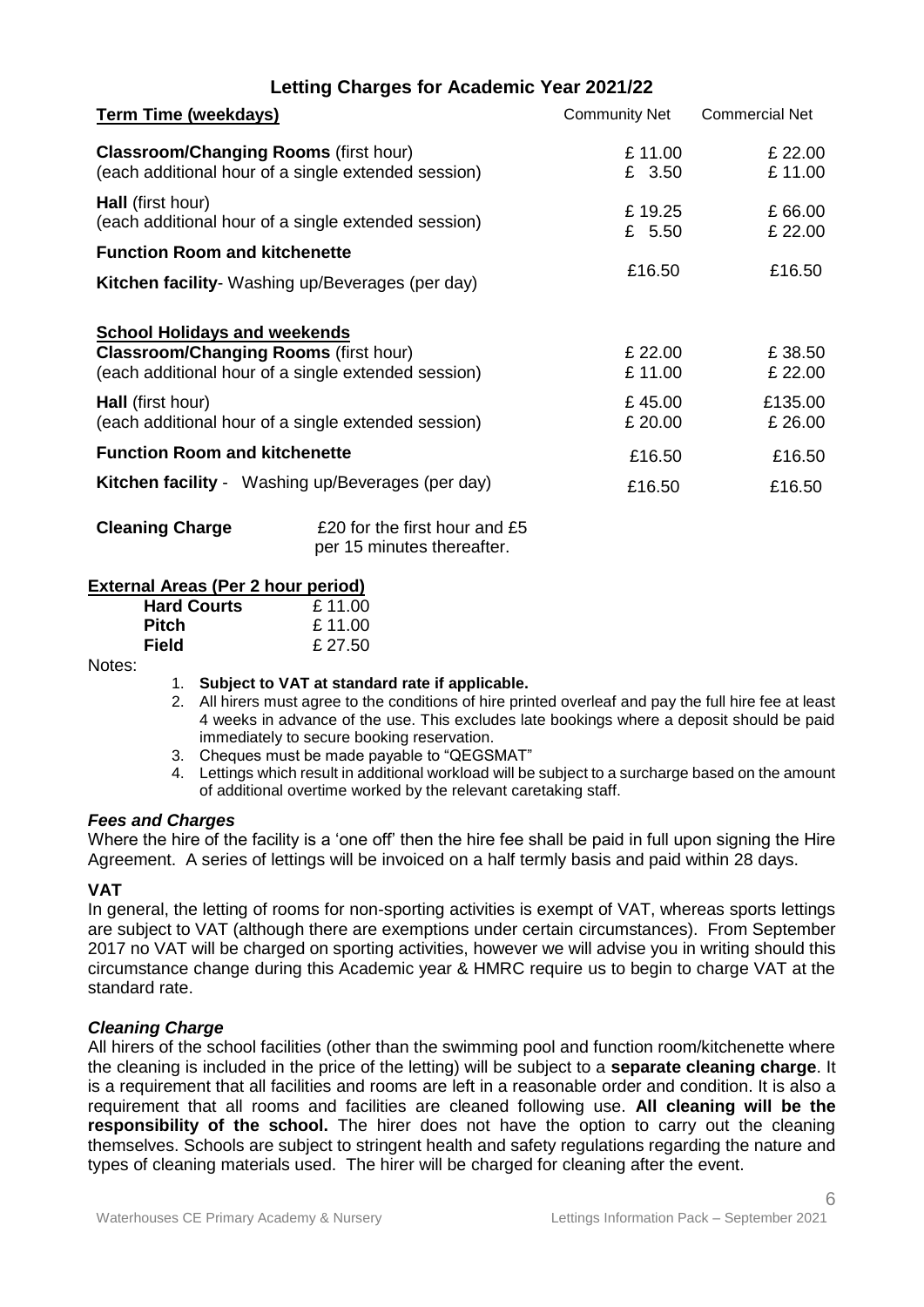# Letting Charges for Academic Year 2021/22

| **Term Time (weekdays)** | Community Net | Commercial Net |
|---|---|---|
| **Classroom/Changing Rooms** (first hour) | £ 11.00 | £ 22.00 |
| (each additional hour of a single extended session) | £ 3.50 | £ 11.00 |
| **Hall** (first hour) | £ 19.25 | £ 66.00 |
| (each additional hour of a single extended session) | £ 5.50 | £ 22.00 |
| **Function Room and kitchenette** | | |
| **Kitchen facility**- Washing up/Beverages (per day) | £16.50 | £16.50 |
| | | |
| **School Holidays and weekends** | | |
| **Classroom/Changing Rooms** (first hour) | £ 22.00 | £ 38.50 |
| (each additional hour of a single extended session) | £ 11.00 | £ 22.00 |
| **Hall** (first hour) | £ 45.00 | £135.00 |
| (each additional hour of a single extended session) | £ 20.00 | £ 26.00 |
| **Function Room and kitchenette** | £16.50 | £16.50 |
| **Kitchen facility** - Washing up/Beverages (per day) | £16.50 | £16.50 |

**Cleaning Charge** £20 for the first hour and £5 per 15 minutes thereafter.

**External Areas (Per 2 hour period)**

| | |
|---|---|
| **Hard Courts** | £ 11.00 |
| **Pitch** | £ 11.00 |
| **Field** | £ 27.50 |

Notes:

1. **Subject to VAT at standard rate if applicable.**
2. All hirers must agree to the conditions of hire printed overleaf and pay the full hire fee at least 4 weeks in advance of the use. This excludes late bookings where a deposit should be paid immediately to secure booking reservation.
3. Cheques must be made payable to "QEGSMAT"
4. Lettings which result in additional workload will be subject to a surcharge based on the amount of additional overtime worked by the relevant caretaking staff.

### *Fees and Charges*

Where the hire of the facility is a 'one off' then the hire fee shall be paid in full upon signing the Hire Agreement. A series of lettings will be invoiced on a half termly basis and paid within 28 days.

### **VAT**

In general, the letting of rooms for non-sporting activities is exempt of VAT, whereas sports lettings are subject to VAT (although there are exemptions under certain circumstances). From September 2017 no VAT will be charged on sporting activities, however we will advise you in writing should this circumstance change during this Academic year & HMRC require us to begin to charge VAT at the standard rate.

### *Cleaning Charge*

All hirers of the school facilities (other than the swimming pool and function room/kitchenette where the cleaning is included in the price of the letting) will be subject to a **separate cleaning charge**. It is a requirement that all facilities and rooms are left in a reasonable order and condition. It is also a requirement that all rooms and facilities are cleaned following use. **All cleaning will be the responsibility of the school.** The hirer does not have the option to carry out the cleaning themselves. Schools are subject to stringent health and safety regulations regarding the nature and types of cleaning materials used. The hirer will be charged for cleaning after the event.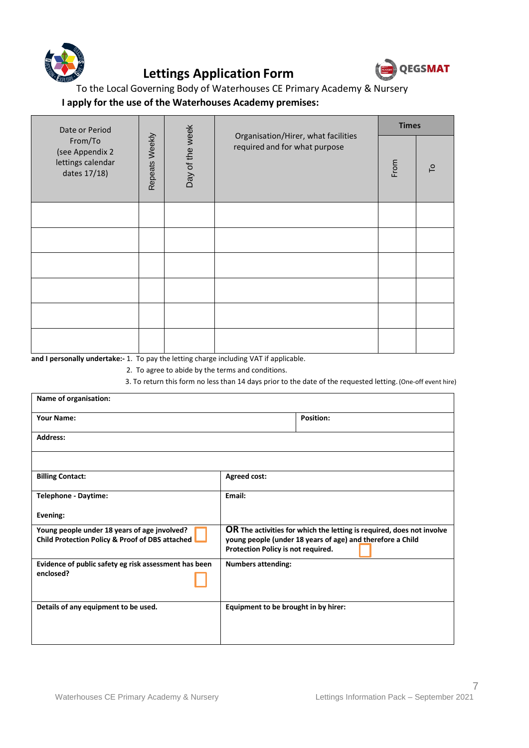# Lettings Application Form

To the Local Governing Body of Waterhouses CE Primary Academy & Nursery

**I apply for the use of the Waterhouses Academy premises:**

| Date or Period From/To (see Appendix 2 lettings calendar dates 17/18) | Repeats Weekly | Day of the week | Organisation/Hirer, what facilities required and for what purpose | Times | |
|---|---|---|---|---|---|
| | | | | From | To |
| | | | | | |
| | | | | | |
| | | | | | |
| | | | | | |
| | | | | | |
| | | | | | |

**and I personally undertake:-** 1. To pay the letting charge including VAT if applicable.

2. To agree to abide by the terms and conditions.
3. To return this form no less than 14 days prior to the date of the requested letting. (One-off event hire)

| | |
|---|---|
| **Name of organisation:** | |
| **Your Name:** | **Position:** |
| **Address:** | |
| | |
| **Billing Contact:** | **Agreed cost:** |
| **Telephone - Daytime:**<br><br>**Evening:** | **Email:** |
| **Young people under 18 years of age involved? Child Protection Policy & Proof of DBS attached** ☐ | **OR The activities for which the letting is required, does not involve young people (under 18 years of age) and therefore a Child Protection Policy is not required.** ☐ |
| **Evidence of public safety eg risk assessment has been enclosed?** ☐ | **Numbers attending:** |
| **Details of any equipment to be used.** | **Equipment to be brought in by hirer:** |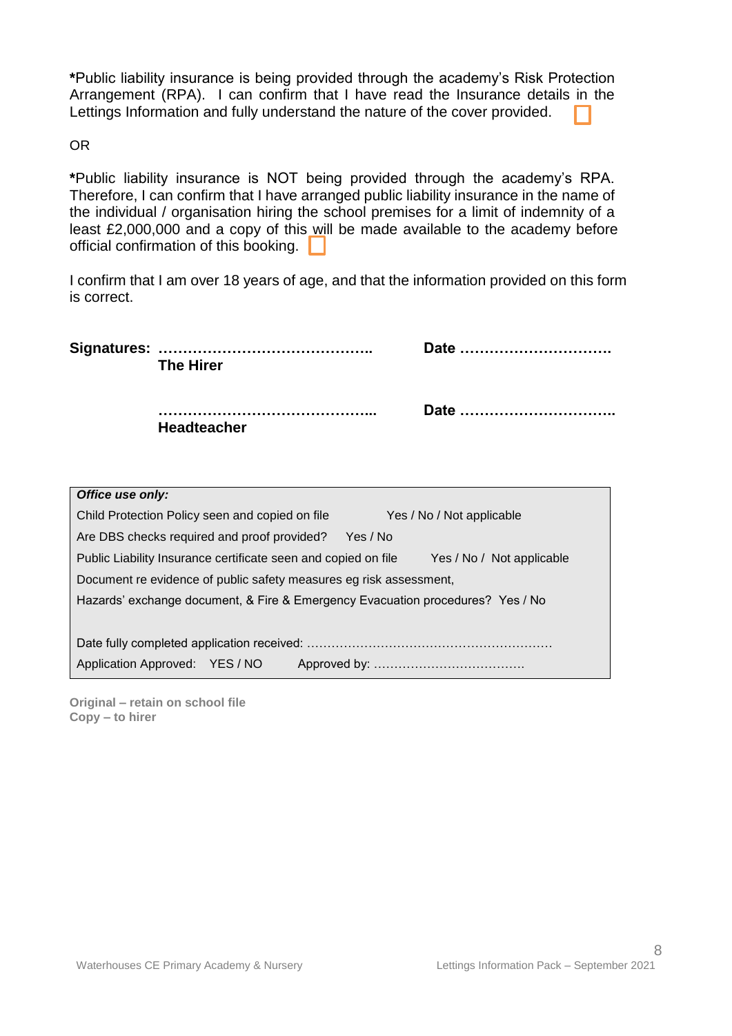***Public liability insurance is being provided through the academy's Risk Protection Arrangement (RPA).** I can confirm that I have read the Insurance details in the Lettings Information and fully understand the nature of the cover provided. ☐

OR

***Public liability insurance is NOT being provided through the academy's RPA.** Therefore, I can confirm that I have arranged public liability insurance in the name of the individual / organisation hiring the school premises for a limit of indemnity of a least £2,000,000 and a copy of this will be made available to the academy before official confirmation of this booking. ☐

I confirm that I am over 18 years of age, and that the information provided on this form is correct.

**Signatures:** ……………………………………..  **Date** ………………………….
**The Hirer**

……………………………………...  **Date** …………………………..
**Headteacher**

***Office use only:***

Child Protection Policy seen and copied on file    Yes / No / Not applicable

Are DBS checks required and proof provided?    Yes / No

Public Liability Insurance certificate seen and copied on file    Yes / No / Not applicable

Document re evidence of public safety measures eg risk assessment,
Hazards' exchange document, & Fire & Emergency Evacuation procedures?  Yes / No

Date fully completed application received: …………………………………………………

Application Approved:  YES / NO    Approved by: ……………………………….

**Original – retain on school file**
**Copy – to hirer**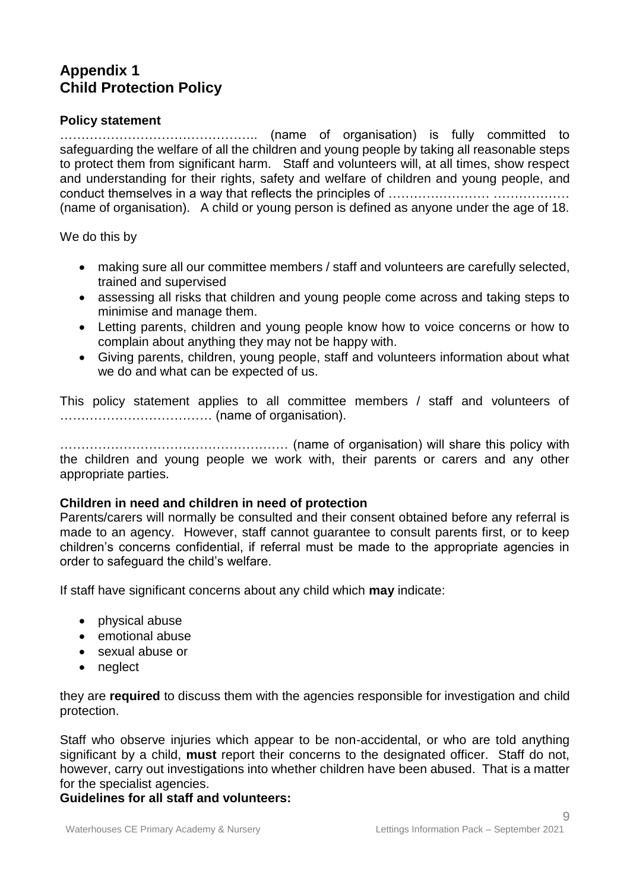# Appendix 1
# Child Protection Policy

**Policy statement**

……………………………………….. (name of organisation) is fully committed to safeguarding the welfare of all the children and young people by taking all reasonable steps to protect them from significant harm. Staff and volunteers will, at all times, show respect and understanding for their rights, safety and welfare of children and young people, and conduct themselves in a way that reflects the principles of …………………… ……………… (name of organisation). A child or young person is defined as anyone under the age of 18.

We do this by

- making sure all our committee members / staff and volunteers are carefully selected, trained and supervised
- assessing all risks that children and young people come across and taking steps to minimise and manage them.
- Letting parents, children and young people know how to voice concerns or how to complain about anything they may not be happy with.
- Giving parents, children, young people, staff and volunteers information about what we do and what can be expected of us.

This policy statement applies to all committee members / staff and volunteers of ……………………………… (name of organisation).

……………………………………………… (name of organisation) will share this policy with the children and young people we work with, their parents or carers and any other appropriate parties.

**Children in need and children in need of protection**

Parents/carers will normally be consulted and their consent obtained before any referral is made to an agency. However, staff cannot guarantee to consult parents first, or to keep children's concerns confidential, if referral must be made to the appropriate agencies in order to safeguard the child's welfare.

If staff have significant concerns about any child which **may** indicate:

- physical abuse
- emotional abuse
- sexual abuse or
- neglect

they are **required** to discuss them with the agencies responsible for investigation and child protection.

Staff who observe injuries which appear to be non-accidental, or who are told anything significant by a child, **must** report their concerns to the designated officer. Staff do not, however, carry out investigations into whether children have been abused. That is a matter for the specialist agencies.

**Guidelines for all staff and volunteers:**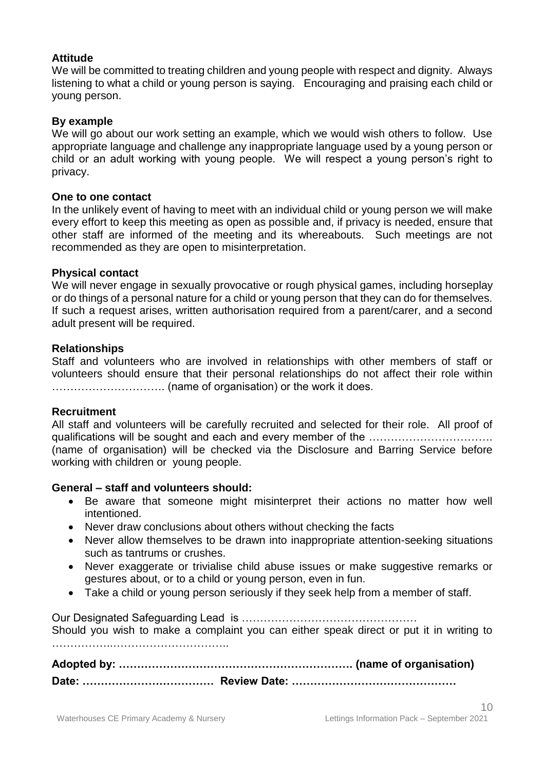**Attitude**

We will be committed to treating children and young people with respect and dignity. Always listening to what a child or young person is saying. Encouraging and praising each child or young person.

**By example**

We will go about our work setting an example, which we would wish others to follow. Use appropriate language and challenge any inappropriate language used by a young person or child or an adult working with young people. We will respect a young person's right to privacy.

**One to one contact**

In the unlikely event of having to meet with an individual child or young person we will make every effort to keep this meeting as open as possible and, if privacy is needed, ensure that other staff are informed of the meeting and its whereabouts. Such meetings are not recommended as they are open to misinterpretation.

**Physical contact**

We will never engage in sexually provocative or rough physical games, including horseplay or do things of a personal nature for a child or young person that they can do for themselves. If such a request arises, written authorisation required from a parent/carer, and a second adult present will be required.

**Relationships**

Staff and volunteers who are involved in relationships with other members of staff or volunteers should ensure that their personal relationships do not affect their role within …………………………. (name of organisation) or the work it does.

**Recruitment**

All staff and volunteers will be carefully recruited and selected for their role. All proof of qualifications will be sought and each and every member of the ……………………………. (name of organisation) will be checked via the Disclosure and Barring Service before working with children or young people.

**General – staff and volunteers should:**

- Be aware that someone might misinterpret their actions no matter how well intentioned.
- Never draw conclusions about others without checking the facts
- Never allow themselves to be drawn into inappropriate attention-seeking situations such as tantrums or crushes.
- Never exaggerate or trivialise child abuse issues or make suggestive remarks or gestures about, or to a child or young person, even in fun.
- Take a child or young person seriously if they seek help from a member of staff.

Our Designated Safeguarding Lead is …………………………………………

Should you wish to make a complaint you can either speak direct or put it in writing to ……………..…………………………..

**Adopted by: ………………………………………………………. (name of organisation)**

**Date: ……………………………… Review Date: ………………………………………**